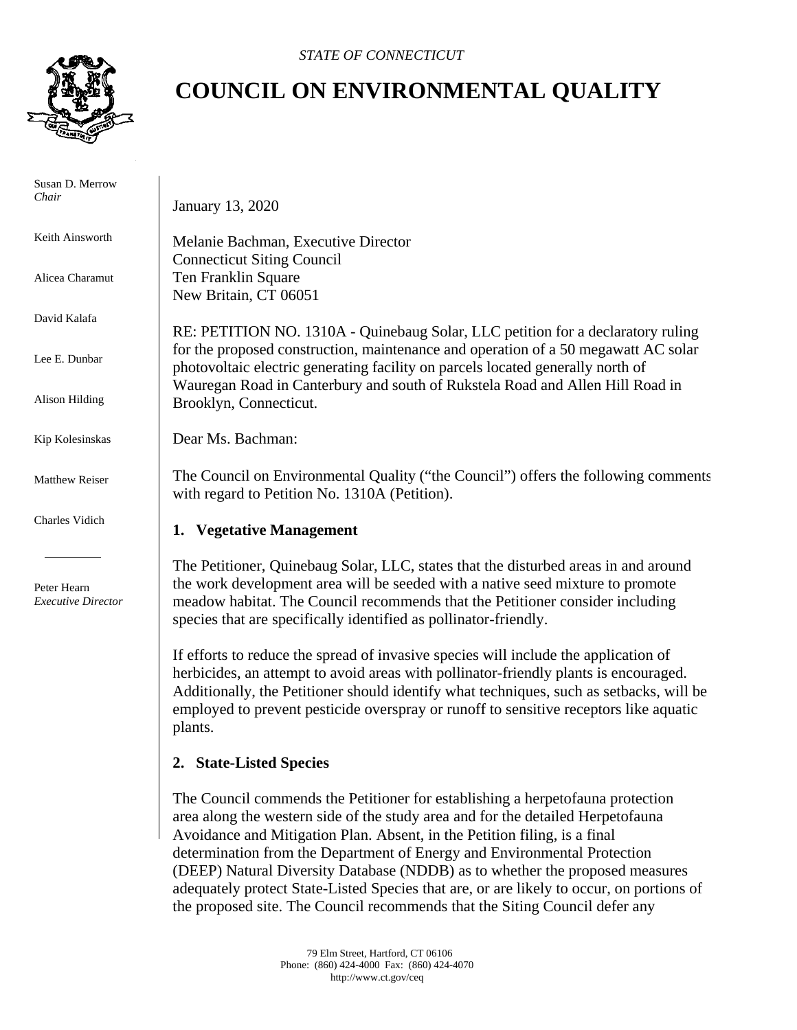*STATE OF CONNECTICUT*

# COUNCIL ON ENVIRONMENTAL QUALITY

Susan D. Merrow
*Chair*

Keith Ainsworth

Alicea Charamut

David Kalafa

Lee E. Dunbar

Alison Hilding

Kip Kolesinskas

Matthew Reiser

Charles Vidich

Peter Hearn
*Executive Director*

January 13, 2020

Melanie Bachman, Executive Director
Connecticut Siting Council
Ten Franklin Square
New Britain, CT 06051

RE: PETITION NO. 1310A - Quinebaug Solar, LLC petition for a declaratory ruling for the proposed construction, maintenance and operation of a 50 megawatt AC solar photovoltaic electric generating facility on parcels located generally north of Wauregan Road in Canterbury and south of Rukstela Road and Allen Hill Road in Brooklyn, Connecticut.

Dear Ms. Bachman:

The Council on Environmental Quality ("the Council") offers the following comments with regard to Petition No. 1310A (Petition).

**1. Vegetative Management**

The Petitioner, Quinebaug Solar, LLC, states that the disturbed areas in and around the work development area will be seeded with a native seed mixture to promote meadow habitat. The Council recommends that the Petitioner consider including species that are specifically identified as pollinator-friendly.

If efforts to reduce the spread of invasive species will include the application of herbicides, an attempt to avoid areas with pollinator-friendly plants is encouraged. Additionally, the Petitioner should identify what techniques, such as setbacks, will be employed to prevent pesticide overspray or runoff to sensitive receptors like aquatic plants.

**2. State-Listed Species**

The Council commends the Petitioner for establishing a herpetofauna protection area along the western side of the study area and for the detailed Herpetofauna Avoidance and Mitigation Plan. Absent, in the Petition filing, is a final determination from the Department of Energy and Environmental Protection (DEEP) Natural Diversity Database (NDDB) as to whether the proposed measures adequately protect State-Listed Species that are, or are likely to occur, on portions of the proposed site. The Council recommends that the Siting Council defer any

79 Elm Street, Hartford, CT 06106
Phone: (860) 424-4000 Fax: (860) 424-4070
http://www.ct.gov/ceq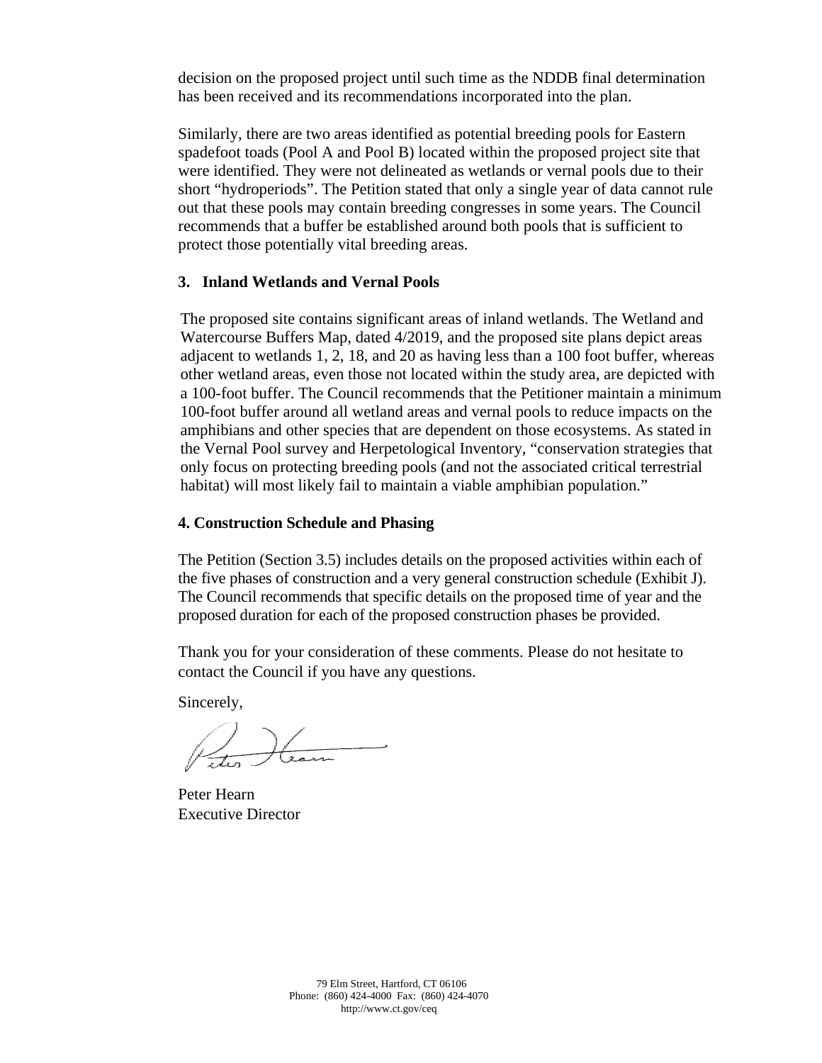decision on the proposed project until such time as the NDDB final determination has been received and its recommendations incorporated into the plan.

Similarly, there are two areas identified as potential breeding pools for Eastern spadefoot toads (Pool A and Pool B) located within the proposed project site that were identified. They were not delineated as wetlands or vernal pools due to their short “hydroperiods”. The Petition stated that only a single year of data cannot rule out that these pools may contain breeding congresses in some years. The Council recommends that a buffer be established around both pools that is sufficient to protect those potentially vital breeding areas.

### 3. Inland Wetlands and Vernal Pools

The proposed site contains significant areas of inland wetlands. The Wetland and Watercourse Buffers Map, dated 4/2019, and the proposed site plans depict areas adjacent to wetlands 1, 2, 18, and 20 as having less than a 100 foot buffer, whereas other wetland areas, even those not located within the study area, are depicted with a 100-foot buffer. The Council recommends that the Petitioner maintain a minimum 100-foot buffer around all wetland areas and vernal pools to reduce impacts on the amphibians and other species that are dependent on those ecosystems. As stated in the Vernal Pool survey and Herpetological Inventory, “conservation strategies that only focus on protecting breeding pools (and not the associated critical terrestrial habitat) will most likely fail to maintain a viable amphibian population.”

### 4. Construction Schedule and Phasing

The Petition (Section 3.5) includes details on the proposed activities within each of the five phases of construction and a very general construction schedule (Exhibit J). The Council recommends that specific details on the proposed time of year and the proposed duration for each of the proposed construction phases be provided.

Thank you for your consideration of these comments. Please do not hesitate to contact the Council if you have any questions.

Sincerely,

Peter Hearn
Executive Director

79 Elm Street, Hartford, CT 06106
Phone: (860) 424-4000 Fax: (860) 424-4070
http://www.ct.gov/ceq